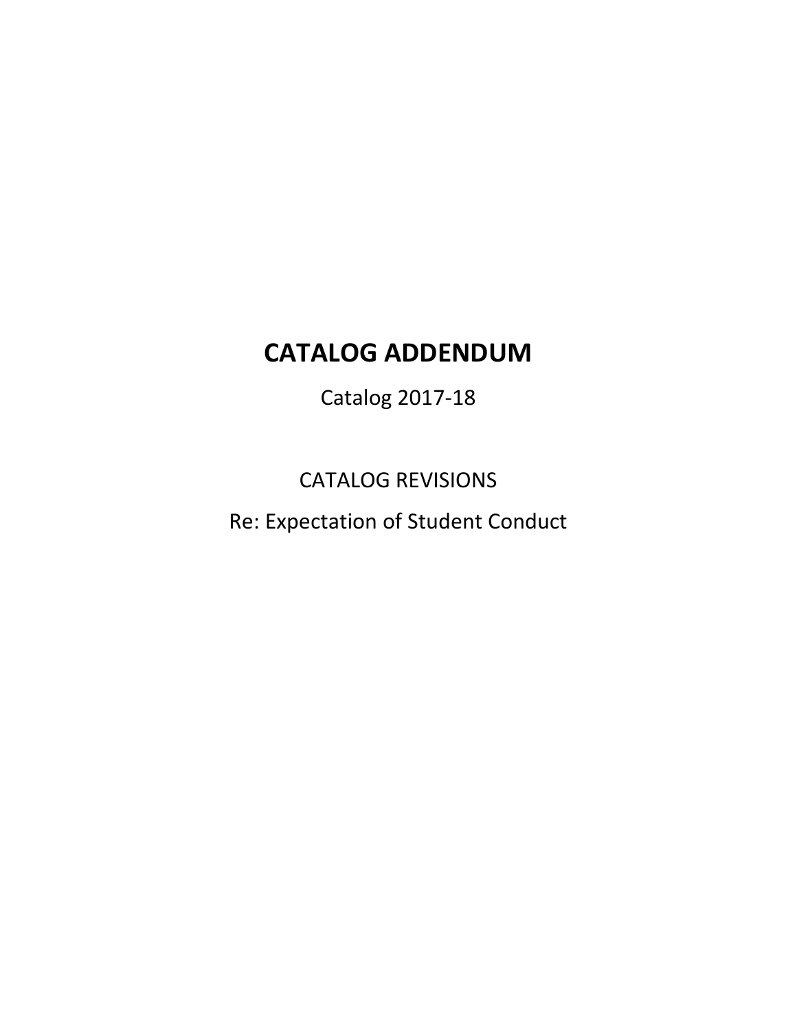# CATALOG ADDENDUM

Catalog 2017-18

CATALOG REVISIONS

Re: Expectation of Student Conduct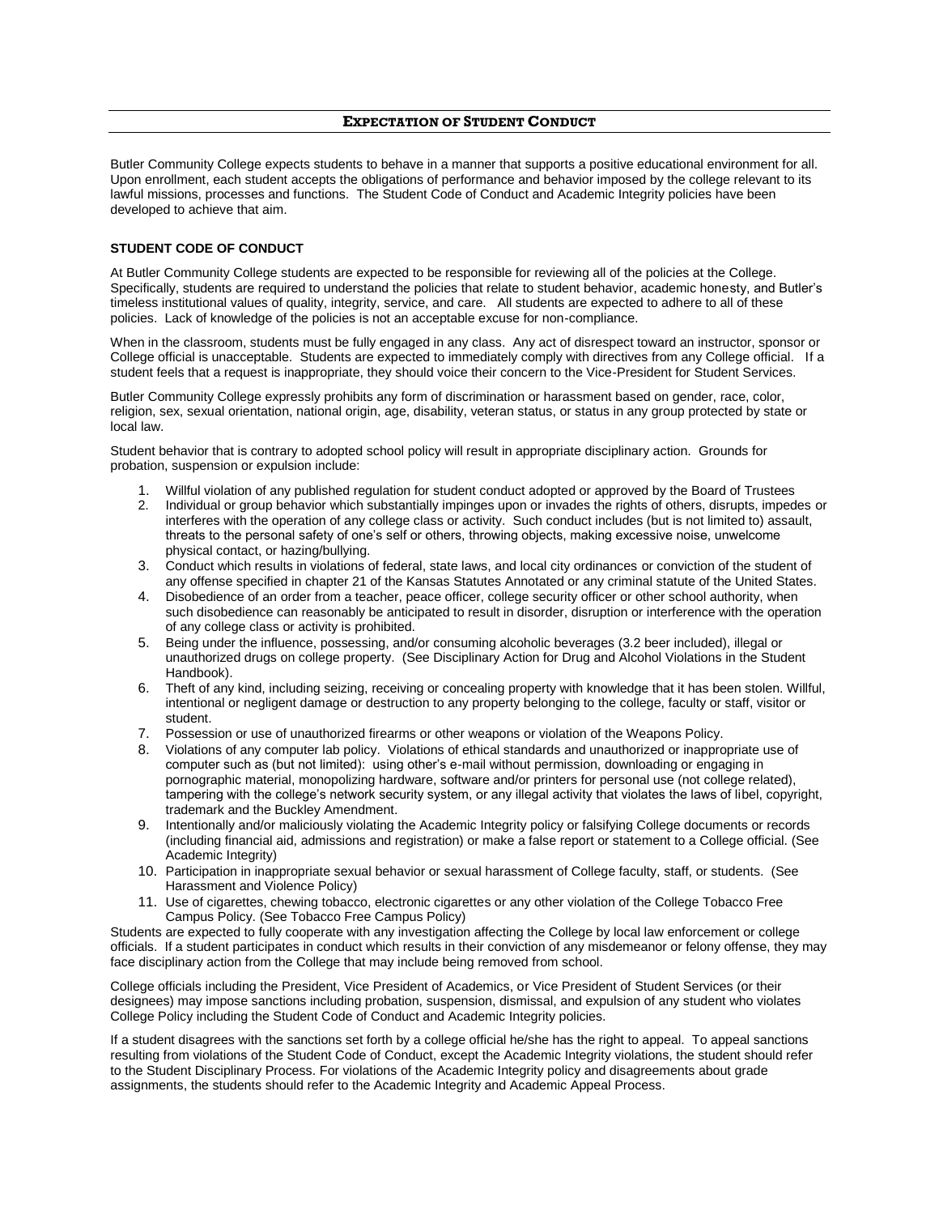## Expectation of Student Conduct

Butler Community College expects students to behave in a manner that supports a positive educational environment for all. Upon enrollment, each student accepts the obligations of performance and behavior imposed by the college relevant to its lawful missions, processes and functions. The Student Code of Conduct and Academic Integrity policies have been developed to achieve that aim.

### STUDENT CODE OF CONDUCT

At Butler Community College students are expected to be responsible for reviewing all of the policies at the College. Specifically, students are required to understand the policies that relate to student behavior, academic honesty, and Butler's timeless institutional values of quality, integrity, service, and care. All students are expected to adhere to all of these policies. Lack of knowledge of the policies is not an acceptable excuse for non-compliance.

When in the classroom, students must be fully engaged in any class. Any act of disrespect toward an instructor, sponsor or College official is unacceptable. Students are expected to immediately comply with directives from any College official. If a student feels that a request is inappropriate, they should voice their concern to the Vice-President for Student Services.

Butler Community College expressly prohibits any form of discrimination or harassment based on gender, race, color, religion, sex, sexual orientation, national origin, age, disability, veteran status, or status in any group protected by state or local law.

Student behavior that is contrary to adopted school policy will result in appropriate disciplinary action. Grounds for probation, suspension or expulsion include:

1. Willful violation of any published regulation for student conduct adopted or approved by the Board of Trustees
2. Individual or group behavior which substantially impinges upon or invades the rights of others, disrupts, impedes or interferes with the operation of any college class or activity. Such conduct includes (but is not limited to) assault, threats to the personal safety of one's self or others, throwing objects, making excessive noise, unwelcome physical contact, or hazing/bullying.
3. Conduct which results in violations of federal, state laws, and local city ordinances or conviction of the student of any offense specified in chapter 21 of the Kansas Statutes Annotated or any criminal statute of the United States.
4. Disobedience of an order from a teacher, peace officer, college security officer or other school authority, when such disobedience can reasonably be anticipated to result in disorder, disruption or interference with the operation of any college class or activity is prohibited.
5. Being under the influence, possessing, and/or consuming alcoholic beverages (3.2 beer included), illegal or unauthorized drugs on college property. (See Disciplinary Action for Drug and Alcohol Violations in the Student Handbook).
6. Theft of any kind, including seizing, receiving or concealing property with knowledge that it has been stolen. Willful, intentional or negligent damage or destruction to any property belonging to the college, faculty or staff, visitor or student.
7. Possession or use of unauthorized firearms or other weapons or violation of the Weapons Policy.
8. Violations of any computer lab policy. Violations of ethical standards and unauthorized or inappropriate use of computer such as (but not limited): using other's e-mail without permission, downloading or engaging in pornographic material, monopolizing hardware, software and/or printers for personal use (not college related), tampering with the college's network security system, or any illegal activity that violates the laws of libel, copyright, trademark and the Buckley Amendment.
9. Intentionally and/or maliciously violating the Academic Integrity policy or falsifying College documents or records (including financial aid, admissions and registration) or make a false report or statement to a College official. (See Academic Integrity)
10. Participation in inappropriate sexual behavior or sexual harassment of College faculty, staff, or students. (See Harassment and Violence Policy)
11. Use of cigarettes, chewing tobacco, electronic cigarettes or any other violation of the College Tobacco Free Campus Policy. (See Tobacco Free Campus Policy)

Students are expected to fully cooperate with any investigation affecting the College by local law enforcement or college officials. If a student participates in conduct which results in their conviction of any misdemeanor or felony offense, they may face disciplinary action from the College that may include being removed from school.

College officials including the President, Vice President of Academics, or Vice President of Student Services (or their designees) may impose sanctions including probation, suspension, dismissal, and expulsion of any student who violates College Policy including the Student Code of Conduct and Academic Integrity policies.

If a student disagrees with the sanctions set forth by a college official he/she has the right to appeal. To appeal sanctions resulting from violations of the Student Code of Conduct, except the Academic Integrity violations, the student should refer to the Student Disciplinary Process. For violations of the Academic Integrity policy and disagreements about grade assignments, the students should refer to the Academic Integrity and Academic Appeal Process.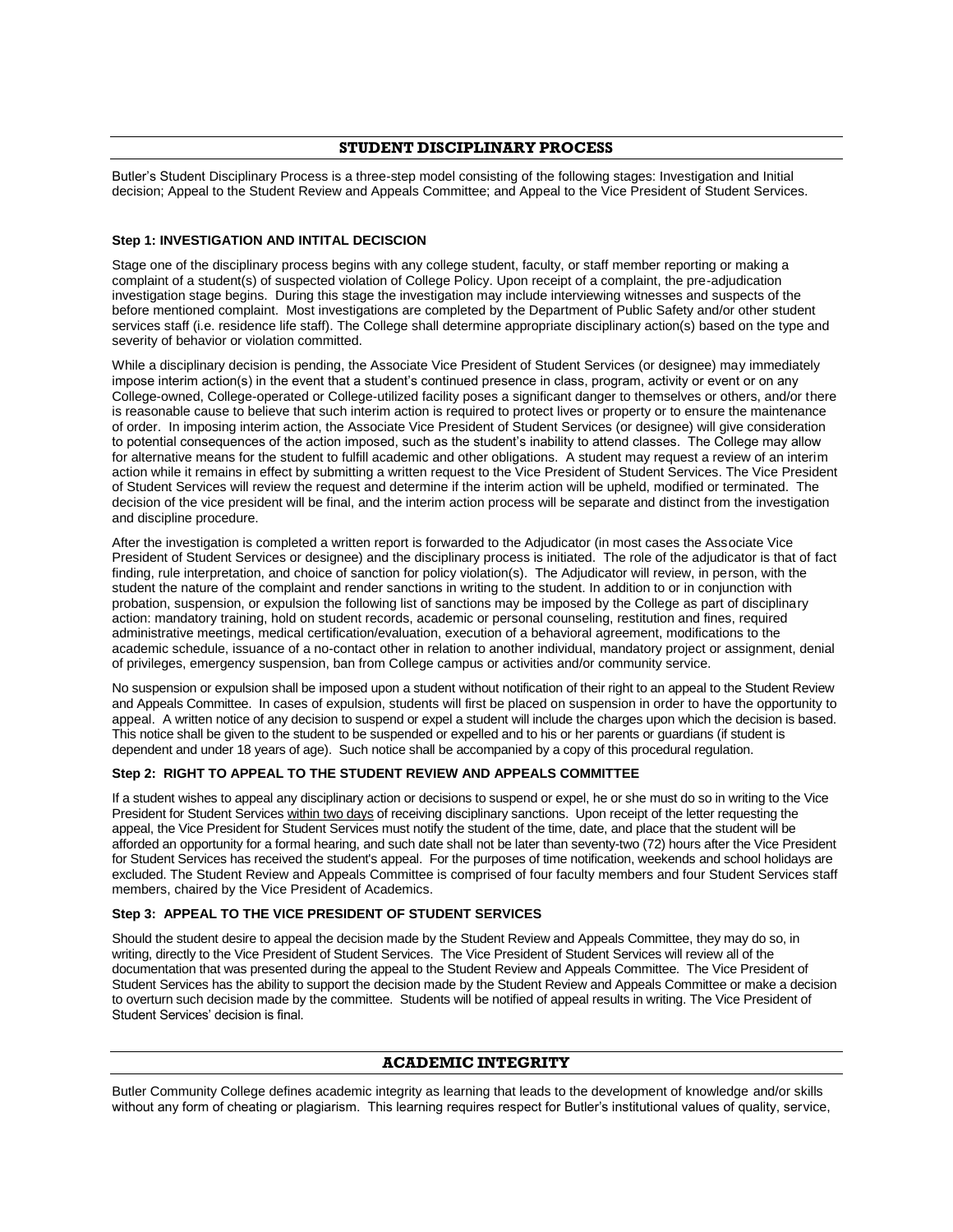## STUDENT DISCIPLINARY PROCESS

Butler's Student Disciplinary Process is a three-step model consisting of the following stages: Investigation and Initial decision; Appeal to the Student Review and Appeals Committee; and Appeal to the Vice President of Student Services.

### Step 1: INVESTIGATION AND INTITAL DECISCION

Stage one of the disciplinary process begins with any college student, faculty, or staff member reporting or making a complaint of a student(s) of suspected violation of College Policy. Upon receipt of a complaint, the pre-adjudication investigation stage begins. During this stage the investigation may include interviewing witnesses and suspects of the before mentioned complaint. Most investigations are completed by the Department of Public Safety and/or other student services staff (i.e. residence life staff). The College shall determine appropriate disciplinary action(s) based on the type and severity of behavior or violation committed.

While a disciplinary decision is pending, the Associate Vice President of Student Services (or designee) may immediately impose interim action(s) in the event that a student's continued presence in class, program, activity or event or on any College-owned, College-operated or College-utilized facility poses a significant danger to themselves or others, and/or there is reasonable cause to believe that such interim action is required to protect lives or property or to ensure the maintenance of order. In imposing interim action, the Associate Vice President of Student Services (or designee) will give consideration to potential consequences of the action imposed, such as the student's inability to attend classes. The College may allow for alternative means for the student to fulfill academic and other obligations. A student may request a review of an interim action while it remains in effect by submitting a written request to the Vice President of Student Services. The Vice President of Student Services will review the request and determine if the interim action will be upheld, modified or terminated. The decision of the vice president will be final, and the interim action process will be separate and distinct from the investigation and discipline procedure.

After the investigation is completed a written report is forwarded to the Adjudicator (in most cases the Associate Vice President of Student Services or designee) and the disciplinary process is initiated. The role of the adjudicator is that of fact finding, rule interpretation, and choice of sanction for policy violation(s). The Adjudicator will review, in person, with the student the nature of the complaint and render sanctions in writing to the student. In addition to or in conjunction with probation, suspension, or expulsion the following list of sanctions may be imposed by the College as part of disciplinary action: mandatory training, hold on student records, academic or personal counseling, restitution and fines, required administrative meetings, medical certification/evaluation, execution of a behavioral agreement, modifications to the academic schedule, issuance of a no-contact other in relation to another individual, mandatory project or assignment, denial of privileges, emergency suspension, ban from College campus or activities and/or community service.

No suspension or expulsion shall be imposed upon a student without notification of their right to an appeal to the Student Review and Appeals Committee. In cases of expulsion, students will first be placed on suspension in order to have the opportunity to appeal. A written notice of any decision to suspend or expel a student will include the charges upon which the decision is based. This notice shall be given to the student to be suspended or expelled and to his or her parents or guardians (if student is dependent and under 18 years of age). Such notice shall be accompanied by a copy of this procedural regulation.

### Step 2: RIGHT TO APPEAL TO THE STUDENT REVIEW AND APPEALS COMMITTEE

If a student wishes to appeal any disciplinary action or decisions to suspend or expel, he or she must do so in writing to the Vice President for Student Services within two days of receiving disciplinary sanctions. Upon receipt of the letter requesting the appeal, the Vice President for Student Services must notify the student of the time, date, and place that the student will be afforded an opportunity for a formal hearing, and such date shall not be later than seventy-two (72) hours after the Vice President for Student Services has received the student's appeal. For the purposes of time notification, weekends and school holidays are excluded. The Student Review and Appeals Committee is comprised of four faculty members and four Student Services staff members, chaired by the Vice President of Academics.

### Step 3: APPEAL TO THE VICE PRESIDENT OF STUDENT SERVICES

Should the student desire to appeal the decision made by the Student Review and Appeals Committee, they may do so, in writing, directly to the Vice President of Student Services. The Vice President of Student Services will review all of the documentation that was presented during the appeal to the Student Review and Appeals Committee. The Vice President of Student Services has the ability to support the decision made by the Student Review and Appeals Committee or make a decision to overturn such decision made by the committee. Students will be notified of appeal results in writing. The Vice President of Student Services' decision is final.

## ACADEMIC INTEGRITY

Butler Community College defines academic integrity as learning that leads to the development of knowledge and/or skills without any form of cheating or plagiarism. This learning requires respect for Butler's institutional values of quality, service,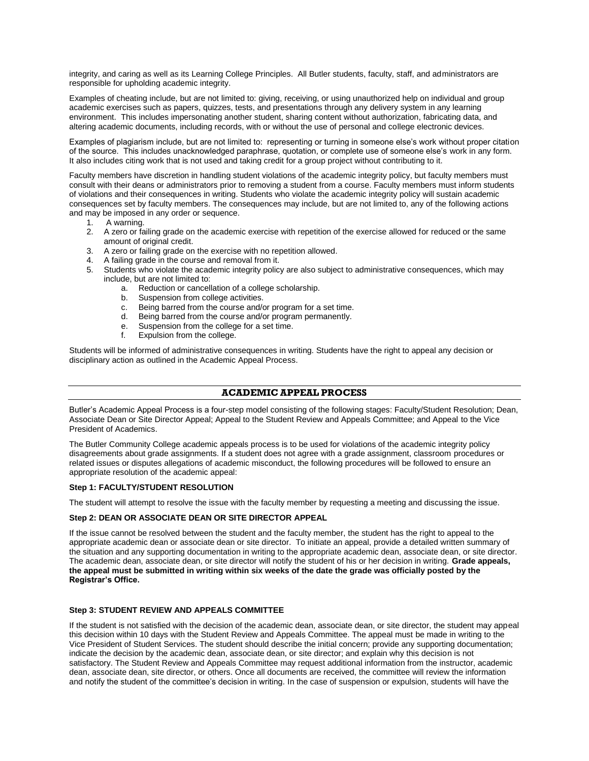integrity, and caring as well as its Learning College Principles. All Butler students, faculty, staff, and administrators are responsible for upholding academic integrity.

Examples of cheating include, but are not limited to: giving, receiving, or using unauthorized help on individual and group academic exercises such as papers, quizzes, tests, and presentations through any delivery system in any learning environment. This includes impersonating another student, sharing content without authorization, fabricating data, and altering academic documents, including records, with or without the use of personal and college electronic devices.

Examples of plagiarism include, but are not limited to: representing or turning in someone else's work without proper citation of the source. This includes unacknowledged paraphrase, quotation, or complete use of someone else's work in any form. It also includes citing work that is not used and taking credit for a group project without contributing to it.

Faculty members have discretion in handling student violations of the academic integrity policy, but faculty members must consult with their deans or administrators prior to removing a student from a course. Faculty members must inform students of violations and their consequences in writing. Students who violate the academic integrity policy will sustain academic consequences set by faculty members. The consequences may include, but are not limited to, any of the following actions and may be imposed in any order or sequence.

1. A warning.
2. A zero or failing grade on the academic exercise with repetition of the exercise allowed for reduced or the same amount of original credit.
3. A zero or failing grade on the exercise with no repetition allowed.
4. A failing grade in the course and removal from it.
5. Students who violate the academic integrity policy are also subject to administrative consequences, which may include, but are not limited to:
   a. Reduction or cancellation of a college scholarship.
   b. Suspension from college activities.
   c. Being barred from the course and/or program for a set time.
   d. Being barred from the course and/or program permanently.
   e. Suspension from the college for a set time.
   f. Expulsion from the college.

Students will be informed of administrative consequences in writing. Students have the right to appeal any decision or disciplinary action as outlined in the Academic Appeal Process.

## ACADEMIC APPEAL PROCESS

Butler's Academic Appeal Process is a four-step model consisting of the following stages: Faculty/Student Resolution; Dean, Associate Dean or Site Director Appeal; Appeal to the Student Review and Appeals Committee; and Appeal to the Vice President of Academics.

The Butler Community College academic appeals process is to be used for violations of the academic integrity policy disagreements about grade assignments. If a student does not agree with a grade assignment, classroom procedures or related issues or disputes allegations of academic misconduct, the following procedures will be followed to ensure an appropriate resolution of the academic appeal:

**Step 1: FACULTY/STUDENT RESOLUTION**

The student will attempt to resolve the issue with the faculty member by requesting a meeting and discussing the issue.

**Step 2: DEAN OR ASSOCIATE DEAN OR SITE DIRECTOR APPEAL**

If the issue cannot be resolved between the student and the faculty member, the student has the right to appeal to the appropriate academic dean or associate dean or site director. To initiate an appeal, provide a detailed written summary of the situation and any supporting documentation in writing to the appropriate academic dean, associate dean, or site director. The academic dean, associate dean, or site director will notify the student of his or her decision in writing. **Grade appeals, the appeal must be submitted in writing within six weeks of the date the grade was officially posted by the Registrar's Office.**

**Step 3: STUDENT REVIEW AND APPEALS COMMITTEE**

If the student is not satisfied with the decision of the academic dean, associate dean, or site director, the student may appeal this decision within 10 days with the Student Review and Appeals Committee. The appeal must be made in writing to the Vice President of Student Services. The student should describe the initial concern; provide any supporting documentation; indicate the decision by the academic dean, associate dean, or site director; and explain why this decision is not satisfactory. The Student Review and Appeals Committee may request additional information from the instructor, academic dean, associate dean, site director, or others. Once all documents are received, the committee will review the information and notify the student of the committee's decision in writing. In the case of suspension or expulsion, students will have the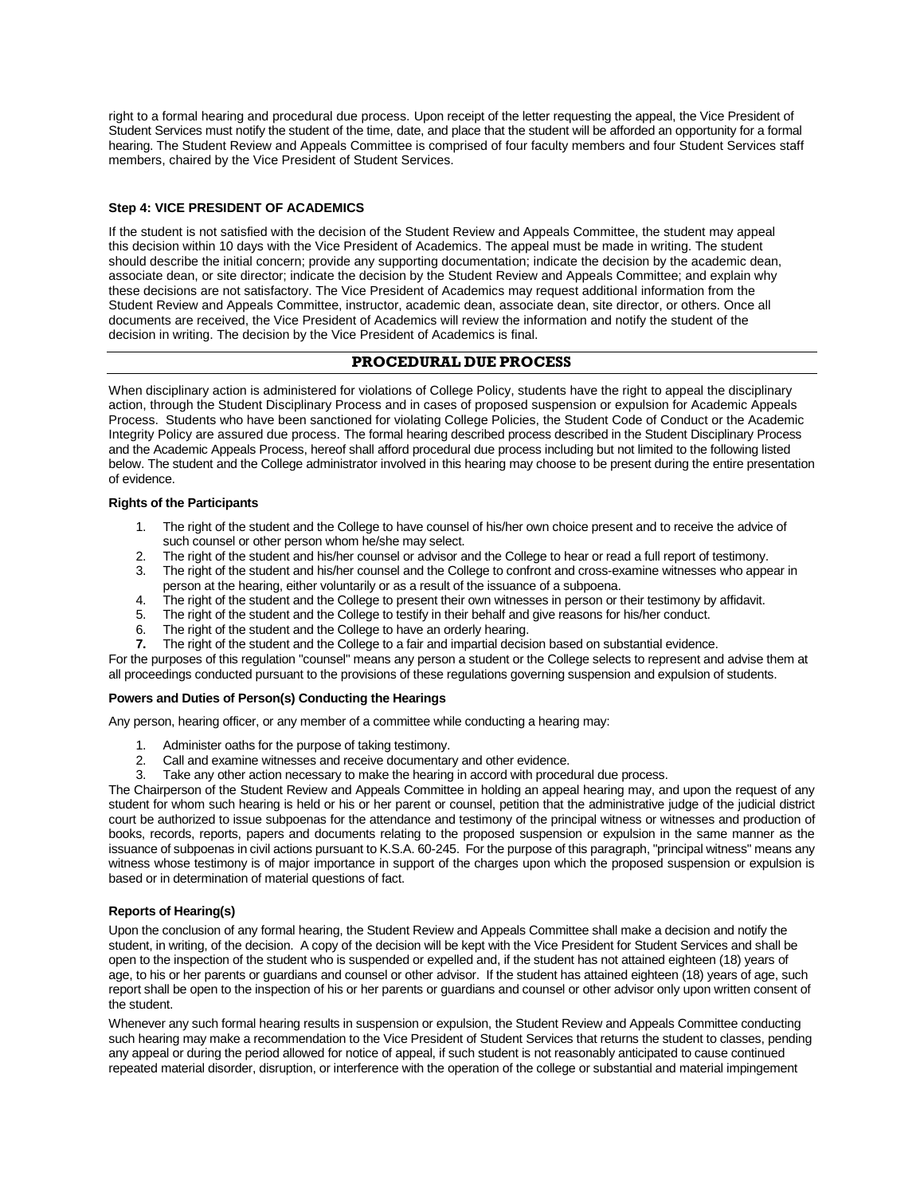right to a formal hearing and procedural due process. Upon receipt of the letter requesting the appeal, the Vice President of Student Services must notify the student of the time, date, and place that the student will be afforded an opportunity for a formal hearing. The Student Review and Appeals Committee is comprised of four faculty members and four Student Services staff members, chaired by the Vice President of Student Services.

**Step 4: VICE PRESIDENT OF ACADEMICS**

If the student is not satisfied with the decision of the Student Review and Appeals Committee, the student may appeal this decision within 10 days with the Vice President of Academics. The appeal must be made in writing. The student should describe the initial concern; provide any supporting documentation; indicate the decision by the academic dean, associate dean, or site director; indicate the decision by the Student Review and Appeals Committee; and explain why these decisions are not satisfactory. The Vice President of Academics may request additional information from the Student Review and Appeals Committee, instructor, academic dean, associate dean, site director, or others. Once all documents are received, the Vice President of Academics will review the information and notify the student of the decision in writing. The decision by the Vice President of Academics is final.

## PROCEDURAL DUE PROCESS

When disciplinary action is administered for violations of College Policy, students have the right to appeal the disciplinary action, through the Student Disciplinary Process and in cases of proposed suspension or expulsion for Academic Appeals Process. Students who have been sanctioned for violating College Policies, the Student Code of Conduct or the Academic Integrity Policy are assured due process. The formal hearing described process described in the Student Disciplinary Process and the Academic Appeals Process, hereof shall afford procedural due process including but not limited to the following listed below. The student and the College administrator involved in this hearing may choose to be present during the entire presentation of evidence.

**Rights of the Participants**

1. The right of the student and the College to have counsel of his/her own choice present and to receive the advice of such counsel or other person whom he/she may select.
2. The right of the student and his/her counsel or advisor and the College to hear or read a full report of testimony.
3. The right of the student and his/her counsel and the College to confront and cross-examine witnesses who appear in person at the hearing, either voluntarily or as a result of the issuance of a subpoena.
4. The right of the student and the College to present their own witnesses in person or their testimony by affidavit.
5. The right of the student and the College to testify in their behalf and give reasons for his/her conduct.
6. The right of the student and the College to have an orderly hearing.
7. The right of the student and the College to a fair and impartial decision based on substantial evidence.

For the purposes of this regulation "counsel" means any person a student or the College selects to represent and advise them at all proceedings conducted pursuant to the provisions of these regulations governing suspension and expulsion of students.

**Powers and Duties of Person(s) Conducting the Hearings**

Any person, hearing officer, or any member of a committee while conducting a hearing may:

1. Administer oaths for the purpose of taking testimony.
2. Call and examine witnesses and receive documentary and other evidence.
3. Take any other action necessary to make the hearing in accord with procedural due process.

The Chairperson of the Student Review and Appeals Committee in holding an appeal hearing may, and upon the request of any student for whom such hearing is held or his or her parent or counsel, petition that the administrative judge of the judicial district court be authorized to issue subpoenas for the attendance and testimony of the principal witness or witnesses and production of books, records, reports, papers and documents relating to the proposed suspension or expulsion in the same manner as the issuance of subpoenas in civil actions pursuant to K.S.A. 60-245. For the purpose of this paragraph, "principal witness" means any witness whose testimony is of major importance in support of the charges upon which the proposed suspension or expulsion is based or in determination of material questions of fact.

**Reports of Hearing(s)**

Upon the conclusion of any formal hearing, the Student Review and Appeals Committee shall make a decision and notify the student, in writing, of the decision. A copy of the decision will be kept with the Vice President for Student Services and shall be open to the inspection of the student who is suspended or expelled and, if the student has not attained eighteen (18) years of age, to his or her parents or guardians and counsel or other advisor. If the student has attained eighteen (18) years of age, such report shall be open to the inspection of his or her parents or guardians and counsel or other advisor only upon written consent of the student.

Whenever any such formal hearing results in suspension or expulsion, the Student Review and Appeals Committee conducting such hearing may make a recommendation to the Vice President of Student Services that returns the student to classes, pending any appeal or during the period allowed for notice of appeal, if such student is not reasonably anticipated to cause continued repeated material disorder, disruption, or interference with the operation of the college or substantial and material impingement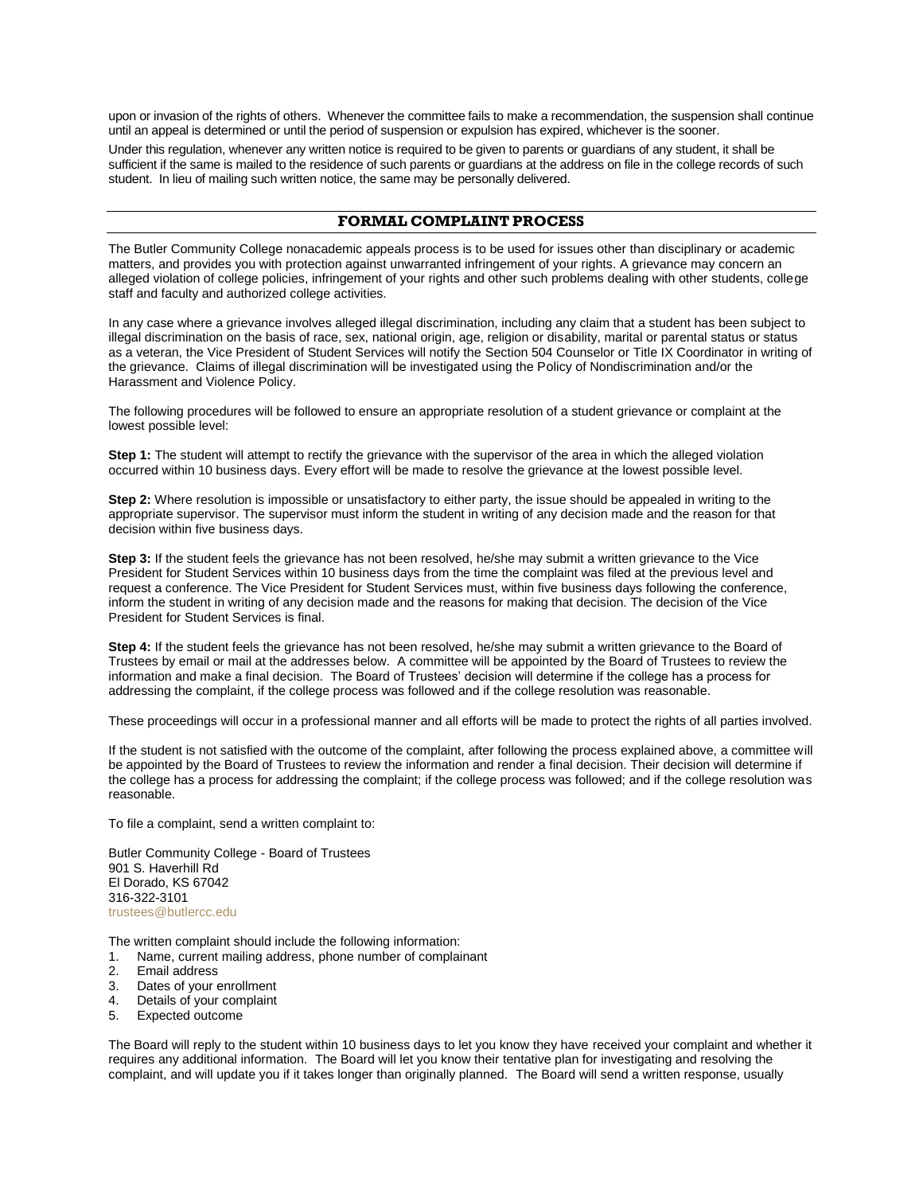upon or invasion of the rights of others. Whenever the committee fails to make a recommendation, the suspension shall continue until an appeal is determined or until the period of suspension or expulsion has expired, whichever is the sooner.

Under this regulation, whenever any written notice is required to be given to parents or guardians of any student, it shall be sufficient if the same is mailed to the residence of such parents or guardians at the address on file in the college records of such student. In lieu of mailing such written notice, the same may be personally delivered.

## FORMAL COMPLAINT PROCESS

The Butler Community College nonacademic appeals process is to be used for issues other than disciplinary or academic matters, and provides you with protection against unwarranted infringement of your rights. A grievance may concern an alleged violation of college policies, infringement of your rights and other such problems dealing with other students, college staff and faculty and authorized college activities.

In any case where a grievance involves alleged illegal discrimination, including any claim that a student has been subject to illegal discrimination on the basis of race, sex, national origin, age, religion or disability, marital or parental status or status as a veteran, the Vice President of Student Services will notify the Section 504 Counselor or Title IX Coordinator in writing of the grievance. Claims of illegal discrimination will be investigated using the Policy of Nondiscrimination and/or the Harassment and Violence Policy.

The following procedures will be followed to ensure an appropriate resolution of a student grievance or complaint at the lowest possible level:

**Step 1:** The student will attempt to rectify the grievance with the supervisor of the area in which the alleged violation occurred within 10 business days. Every effort will be made to resolve the grievance at the lowest possible level.

**Step 2:** Where resolution is impossible or unsatisfactory to either party, the issue should be appealed in writing to the appropriate supervisor. The supervisor must inform the student in writing of any decision made and the reason for that decision within five business days.

**Step 3:** If the student feels the grievance has not been resolved, he/she may submit a written grievance to the Vice President for Student Services within 10 business days from the time the complaint was filed at the previous level and request a conference. The Vice President for Student Services must, within five business days following the conference, inform the student in writing of any decision made and the reasons for making that decision. The decision of the Vice President for Student Services is final.

**Step 4:** If the student feels the grievance has not been resolved, he/she may submit a written grievance to the Board of Trustees by email or mail at the addresses below. A committee will be appointed by the Board of Trustees to review the information and make a final decision. The Board of Trustees' decision will determine if the college has a process for addressing the complaint, if the college process was followed and if the college resolution was reasonable.

These proceedings will occur in a professional manner and all efforts will be made to protect the rights of all parties involved.

If the student is not satisfied with the outcome of the complaint, after following the process explained above, a committee will be appointed by the Board of Trustees to review the information and render a final decision. Their decision will determine if the college has a process for addressing the complaint; if the college process was followed; and if the college resolution was reasonable.

To file a complaint, send a written complaint to:

Butler Community College - Board of Trustees
901 S. Haverhill Rd
El Dorado, KS 67042
316-322-3101
trustees@butlercc.edu

The written complaint should include the following information:

1. Name, current mailing address, phone number of complainant
2. Email address
3. Dates of your enrollment
4. Details of your complaint
5. Expected outcome

The Board will reply to the student within 10 business days to let you know they have received your complaint and whether it requires any additional information. The Board will let you know their tentative plan for investigating and resolving the complaint, and will update you if it takes longer than originally planned. The Board will send a written response, usually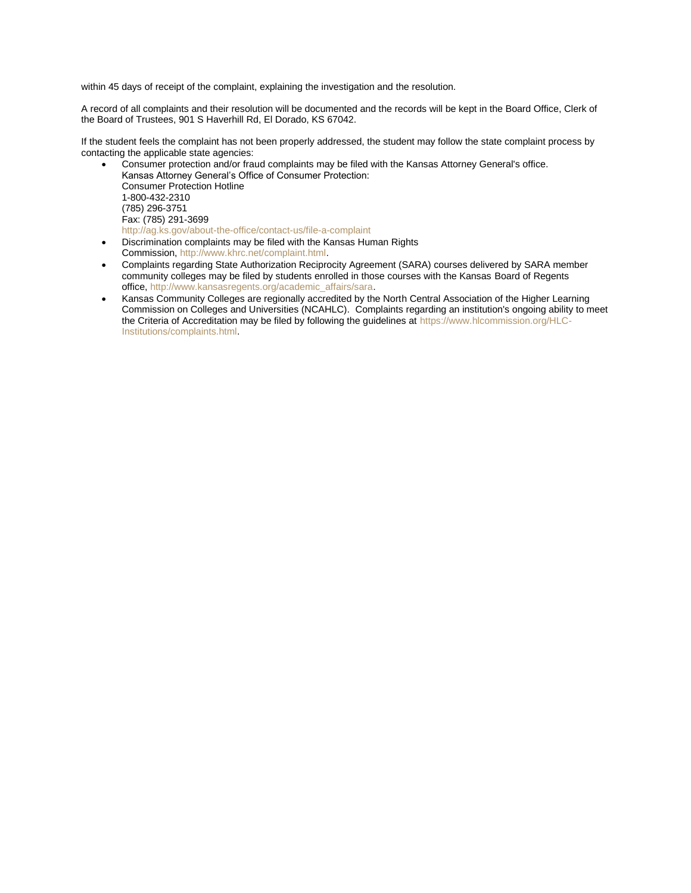within 45 days of receipt of the complaint, explaining the investigation and the resolution.

A record of all complaints and their resolution will be documented and the records will be kept in the Board Office, Clerk of the Board of Trustees, 901 S Haverhill Rd, El Dorado, KS 67042.

If the student feels the complaint has not been properly addressed, the student may follow the state complaint process by contacting the applicable state agencies:

- Consumer protection and/or fraud complaints may be filed with the Kansas Attorney General's office.
  Kansas Attorney General's Office of Consumer Protection:
  Consumer Protection Hotline
  1-800-432-2310
  (785) 296-3751
  Fax: (785) 291-3699
  http://ag.ks.gov/about-the-office/contact-us/file-a-complaint
- Discrimination complaints may be filed with the Kansas Human Rights Commission, http://www.khrc.net/complaint.html.
- Complaints regarding State Authorization Reciprocity Agreement (SARA) courses delivered by SARA member community colleges may be filed by students enrolled in those courses with the Kansas Board of Regents office, http://www.kansasregents.org/academic_affairs/sara.
- Kansas Community Colleges are regionally accredited by the North Central Association of the Higher Learning Commission on Colleges and Universities (NCAHLC). Complaints regarding an institution's ongoing ability to meet the Criteria of Accreditation may be filed by following the guidelines at https://www.hlcommission.org/HLC-Institutions/complaints.html.